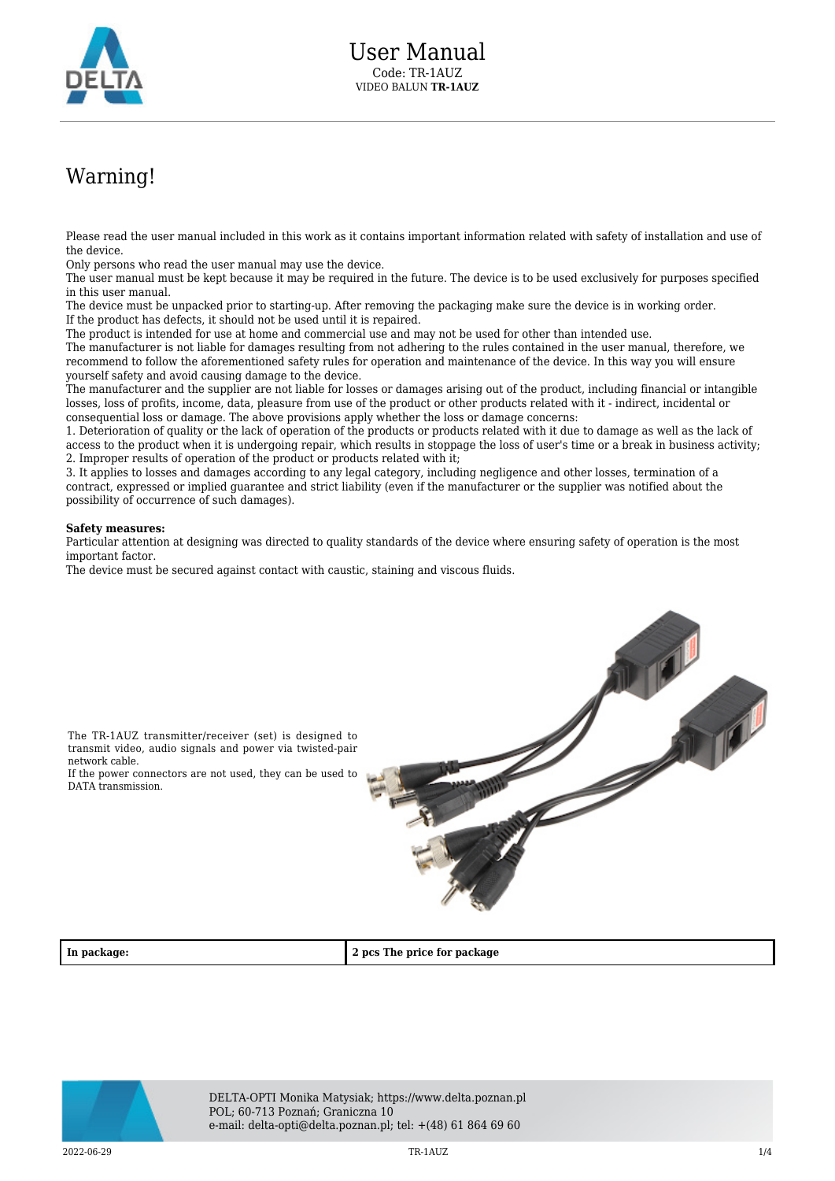# User Manual

Code: TR-1AUZ
VIDEO BALUN **TR-1AUZ**

## Warning!

Please read the user manual included in this work as it contains important information related with safety of installation and use of the device.
Only persons who read the user manual may use the device.
The user manual must be kept because it may be required in the future. The device is to be used exclusively for purposes specified in this user manual.
The device must be unpacked prior to starting-up. After removing the packaging make sure the device is in working order.
If the product has defects, it should not be used until it is repaired.
The product is intended for use at home and commercial use and may not be used for other than intended use.
The manufacturer is not liable for damages resulting from not adhering to the rules contained in the user manual, therefore, we recommend to follow the aforementioned safety rules for operation and maintenance of the device. In this way you will ensure yourself safety and avoid causing damage to the device.
The manufacturer and the supplier are not liable for losses or damages arising out of the product, including financial or intangible losses, loss of profits, income, data, pleasure from use of the product or other products related with it - indirect, incidental or consequential loss or damage. The above provisions apply whether the loss or damage concerns:
1. Deterioration of quality or the lack of operation of the products or products related with it due to damage as well as the lack of access to the product when it is undergoing repair, which results in stoppage the loss of user's time or a break in business activity;
2. Improper results of operation of the product or products related with it;
3. It applies to losses and damages according to any legal category, including negligence and other losses, termination of a contract, expressed or implied guarantee and strict liability (even if the manufacturer or the supplier was notified about the possibility of occurrence of such damages).

**Safety measures:**
Particular attention at designing was directed to quality standards of the device where ensuring safety of operation is the most important factor.
The device must be secured against contact with caustic, staining and viscous fluids.

The TR-1AUZ transmitter/receiver (set) is designed to transmit video, audio signals and power via twisted-pair network cable.
If the power connectors are not used, they can be used to DATA transmission.

| In package: | 2 pcs The price for package |
|---|---|

DELTA-OPTI Monika Matysiak; https://www.delta.poznan.pl
POL; 60-713 Poznań; Graniczna 10
e-mail: delta-opti@delta.poznan.pl; tel: +(48) 61 864 69 60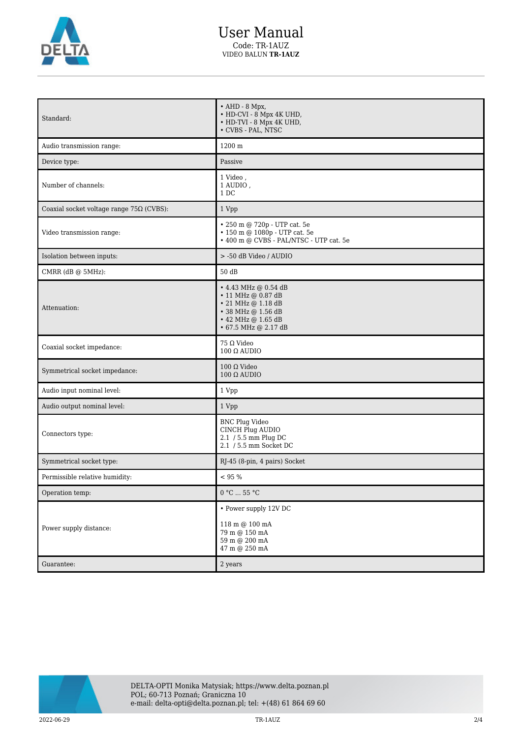| Standard: | • AHD - 8 Mpx,<br>• HD-CVI - 8 Mpx 4K UHD,<br>• HD-TVI - 8 Mpx 4K UHD,<br>• CVBS - PAL, NTSC |
|---|---|
| Audio transmission range: | 1200 m |
| Device type: | Passive |
| Number of channels: | 1 Video ,<br>1 AUDIO ,<br>1 DC |
| Coaxial socket voltage range 75Ω (CVBS): | 1 Vpp |
| Video transmission range: | • 250 m @ 720p - UTP cat. 5e<br>• 150 m @ 1080p - UTP cat. 5e<br>• 400 m @ CVBS - PAL/NTSC - UTP cat. 5e |
| Isolation between inputs: | > -50 dB Video / AUDIO |
| CMRR (dB @ 5MHz): | 50 dB |
| Attenuation: | • 4.43 MHz @ 0.54 dB<br>• 11 MHz @ 0.87 dB<br>• 21 MHz @ 1.18 dB<br>• 38 MHz @ 1.56 dB<br>• 42 MHz @ 1.65 dB<br>• 67.5 MHz @ 2.17 dB |
| Coaxial socket impedance: | 75 Ω Video<br>100 Ω AUDIO |
| Symmetrical socket impedance: | 100 Ω Video<br>100 Ω AUDIO |
| Audio input nominal level: | 1 Vpp |
| Audio output nominal level: | 1 Vpp |
| Connectors type: | BNC Plug Video<br>CINCH Plug AUDIO<br>2.1 / 5.5 mm Plug DC<br>2.1 / 5.5 mm Socket DC |
| Symmetrical socket type: | RJ-45 (8-pin, 4 pairs) Socket |
| Permissible relative humidity: | < 95 % |
| Operation temp: | 0 °C ... 55 °C |
| Power supply distance: | • Power supply 12V DC<br><br>118 m @ 100 mA<br>79 m @ 150 mA<br>59 m @ 200 mA<br>47 m @ 250 mA |
| Guarantee: | 2 years |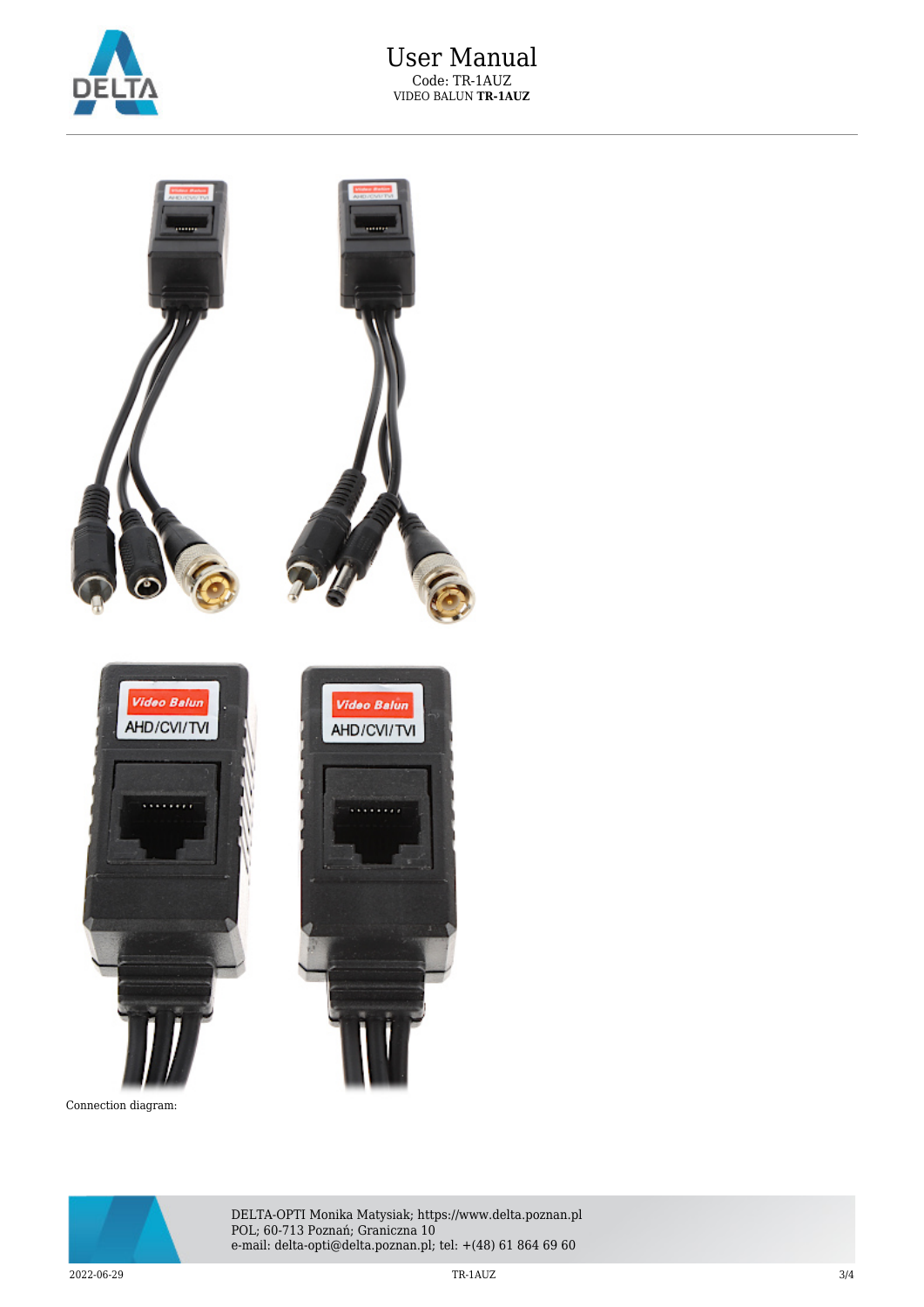Connection diagram: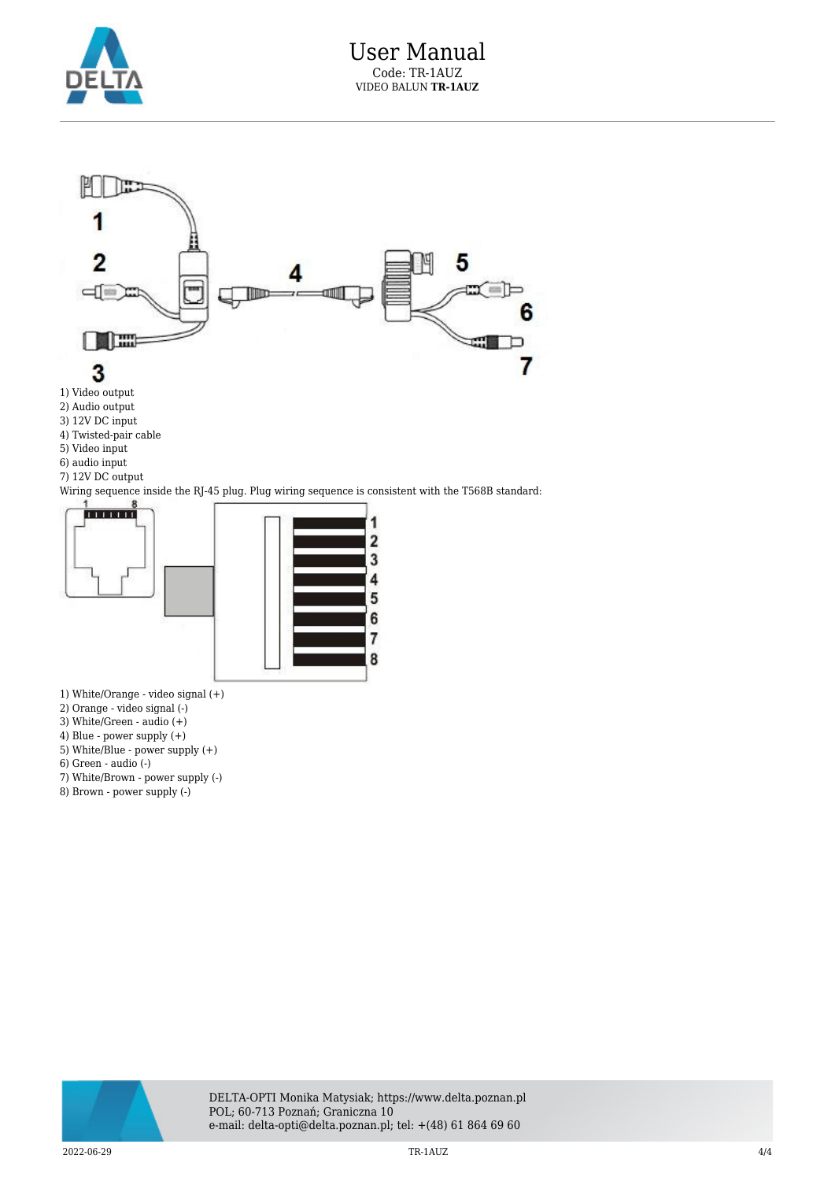1) Video output
2) Audio output
3) 12V DC input
4) Twisted-pair cable
5) Video input
6) audio input
7) 12V DC output

Wiring sequence inside the RJ-45 plug. Plug wiring sequence is consistent with the T568B standard:

1) White/Orange - video signal (+)
2) Orange - video signal (-)
3) White/Green - audio (+)
4) Blue - power supply (+)
5) White/Blue - power supply (+)
6) Green - audio (-)
7) White/Brown - power supply (-)
8) Brown - power supply (-)